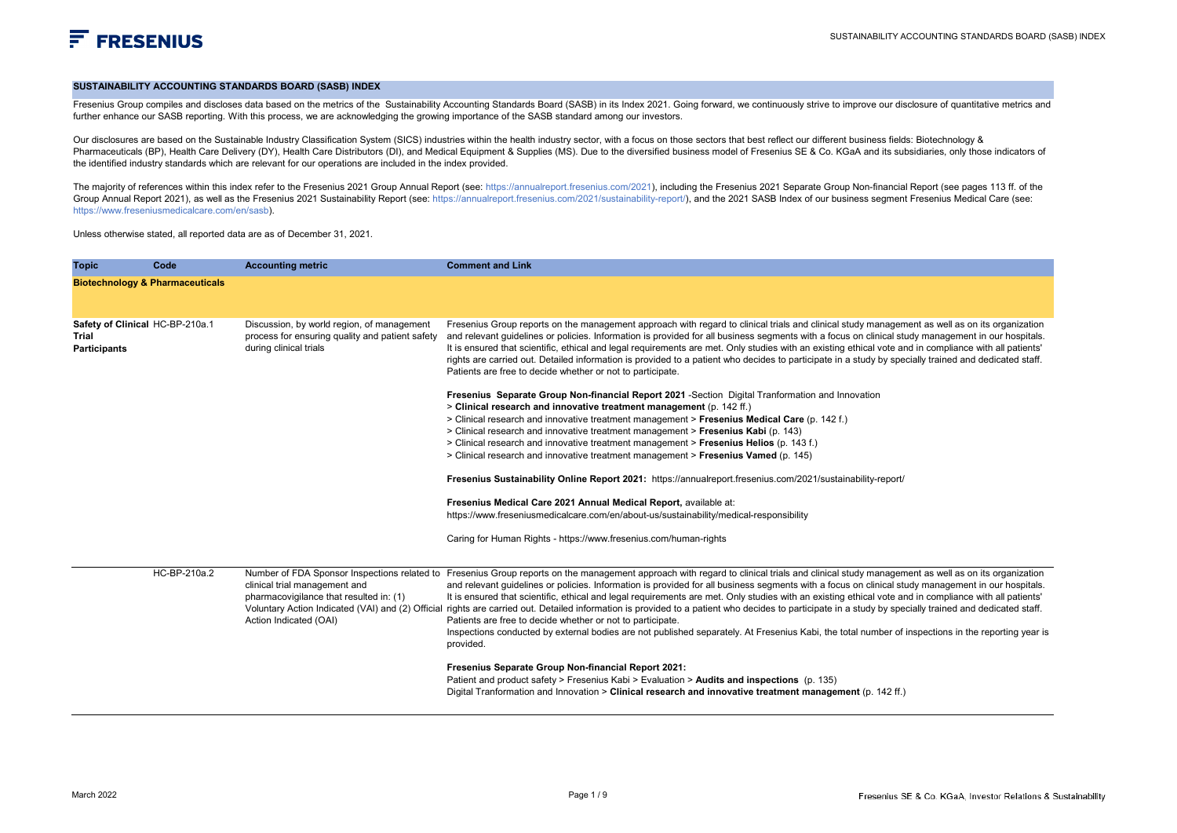## SUSTAINABILITY ACCOUNTING STANDARDS BOARD (SASB) INDEX

Fresenius Group compiles and discloses data based on the metrics of the Sustainability Accounting Standards Board (SASB) in its Index 2021. Going forward, we continuously strive to improve our disclosure of quantitative metrics and further enhance our SASB reporting. With this process, we are acknowledging the growing importance of the SASB standard among our investors.

Our disclosures are based on the Sustainable Industry Classification System (SICS) industries within the health industry sector, with a focus on those sectors that best reflect our different business fields: Biotechnology & Pharmaceuticals (BP), Health Care Delivery (DY), Health Care Distributors (DI), and Medical Equipment & Supplies (MS). Due to the diversified business model of Fresenius SE & Co. KGaA and its subsidiaries, only those indicators of the identified industry standards which are relevant for our operations are included in the index provided.

The majority of references within this index refer to the Fresenius 2021 Group Annual Report (see: https://annualreport.fresenius.com/2021), including the Fresenius 2021 Separate Group Non-financial Report (see pages 113 ff. of the Group Annual Report 2021), as well as the Fresenius 2021 Sustainability Report (see: https://annualreport.fresenius.com/2021/sustainability-report/), and the 2021 SASB Index of our business segment Fresenius Medical Care (see: https://www.freseniusmedicalcare.com/en/sasb).

Unless otherwise stated, all reported data are as of December 31, 2021.

| Topic | Code | Accounting metric | Comment and Link |
|---|---|---|---|
| **Biotechnology & Pharmaceuticals** | | | |
| **Safety of Clinical Trial Participants** | HC-BP-210a.1 | Discussion, by world region, of management process for ensuring quality and patient safety during clinical trials | Fresenius Group reports on the management approach with regard to clinical trials and clinical study management as well as on its organization and relevant guidelines or policies. Information is provided for all business segments with a focus on clinical study management in our hospitals. It is ensured that scientific, ethical and legal requirements are met. Only studies with an existing ethical vote and in compliance with all patients' rights are carried out. Detailed information is provided to a patient who decides to participate in a study by specially trained and dedicated staff. Patients are free to decide whether or not to participate.<br><br>**Fresenius Separate Group Non-financial Report 2021** -Section Digital Tranformation and Innovation<br>> **Clinical research and innovative treatment management** (p. 142 ff.)<br>> Clinical research and innovative treatment management > **Fresenius Medical Care** (p. 142 f.)<br>> Clinical research and innovative treatment management > **Fresenius Kabi** (p. 143)<br>> Clinical research and innovative treatment management > **Fresenius Helios** (p. 143 f.)<br>> Clinical research and innovative treatment management > **Fresenius Vamed** (p. 145)<br><br>**Fresenius Sustainability Online Report 2021:** https://annualreport.fresenius.com/2021/sustainability-report/<br><br>**Fresenius Medical Care 2021 Annual Medical Report,** available at:<br>https://www.freseniusmedicalcare.com/en/about-us/sustainability/medical-responsibility<br><br>Caring for Human Rights - https://www.fresenius.com/human-rights |
| | HC-BP-210a.2 | Number of FDA Sponsor Inspections related to clinical trial management and pharmacovigilance that resulted in: (1) Voluntary Action Indicated (VAI) and (2) Official Action Indicated (OAI) | Fresenius Group reports on the management approach with regard to clinical trials and clinical study management as well as on its organization and relevant guidelines or policies. Information is provided for all business segments with a focus on clinical study management in our hospitals. It is ensured that scientific, ethical and legal requirements are met. Only studies with an existing ethical vote and in compliance with all patients' rights are carried out. Detailed information is provided to a patient who decides to participate in a study by specially trained and dedicated staff. Patients are free to decide whether or not to participate.<br>Inspections conducted by external bodies are not published separately. At Fresenius Kabi, the total number of inspections in the reporting year is provided.<br><br>**Fresenius Separate Group Non-financial Report 2021:**<br>Patient and product safety > Fresenius Kabi > Evaluation > **Audits and inspections** (p. 135)<br>Digital Tranformation and Innovation > **Clinical research and innovative treatment management** (p. 142 ff.) |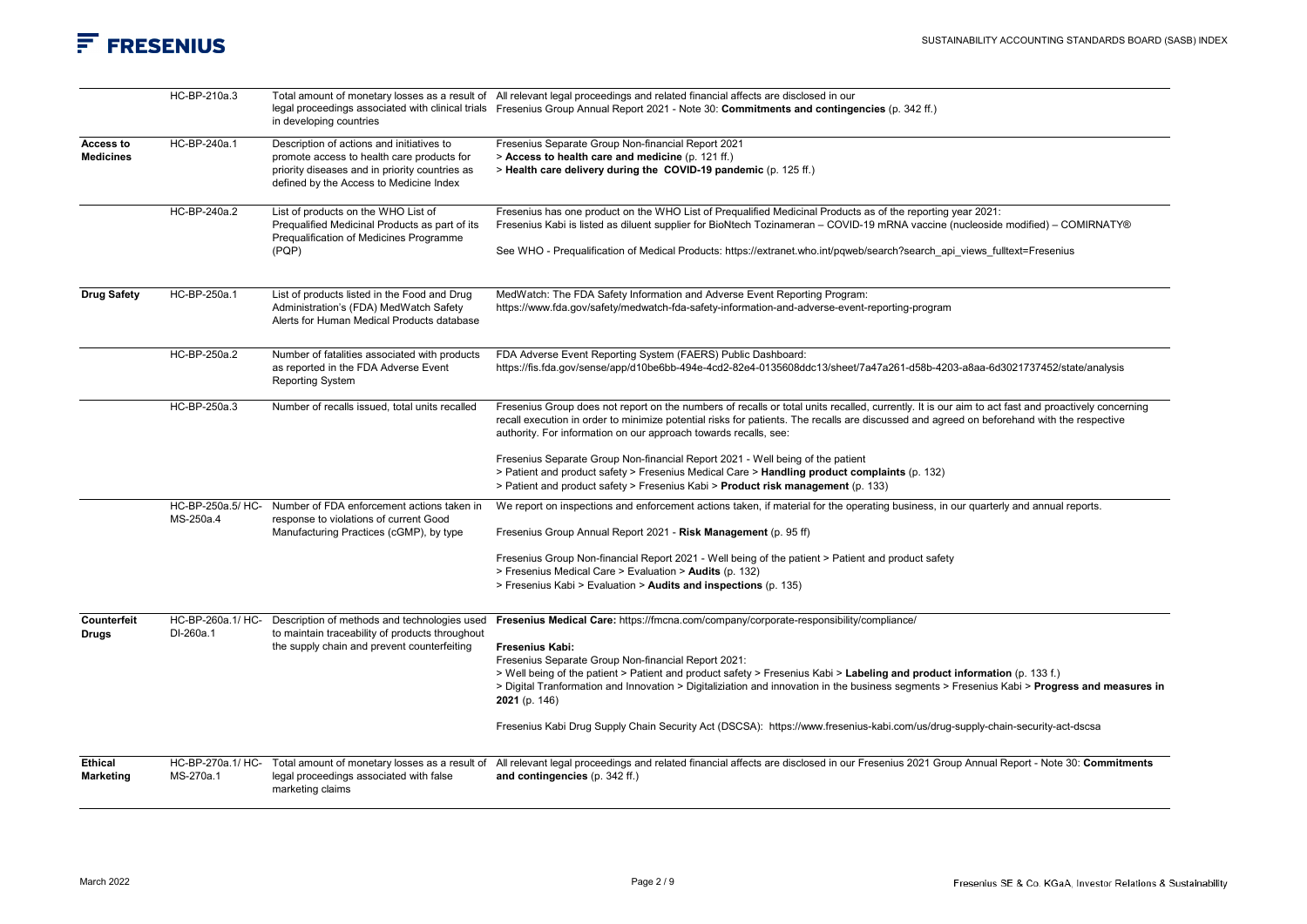| | | | |
|---|---|---|---|
| | HC-BP-210a.3 | Total amount of monetary losses as a result of legal proceedings associated with clinical trials in developing countries | All relevant legal proceedings and related financial affects are disclosed in our Fresenius Group Annual Report 2021 - Note 30: **Commitments and contingencies** (p. 342 ff.) |
| **Access to Medicines** | HC-BP-240a.1 | Description of actions and initiatives to promote access to health care products for priority diseases and in priority countries as defined by the Access to Medicine Index | Fresenius Separate Group Non-financial Report 2021<br>> **Access to health care and medicine** (p. 121 ff.)<br>> **Health care delivery during the COVID-19 pandemic** (p. 125 ff.) |
| | HC-BP-240a.2 | List of products on the WHO List of Prequalified Medicinal Products as part of its Prequalification of Medicines Programme (PQP) | Fresenius has one product on the WHO List of Prequalified Medicinal Products as of the reporting year 2021:<br>Fresenius Kabi is listed as diluent supplier for BioNtech Tozinameran – COVID-19 mRNA vaccine (nucleoside modified) – COMIRNATY®<br><br>See WHO - Prequalification of Medical Products: https://extranet.who.int/pqweb/search?search_api_views_fulltext=Fresenius |
| **Drug Safety** | HC-BP-250a.1 | List of products listed in the Food and Drug Administration's (FDA) MedWatch Safety Alerts for Human Medical Products database | MedWatch: The FDA Safety Information and Adverse Event Reporting Program:<br>https://www.fda.gov/safety/medwatch-fda-safety-information-and-adverse-event-reporting-program |
| | HC-BP-250a.2 | Number of fatalities associated with products as reported in the FDA Adverse Event Reporting System | FDA Adverse Event Reporting System (FAERS) Public Dashboard:<br>https://fis.fda.gov/sense/app/d10be6bb-494e-4cd2-82e4-0135608ddc13/sheet/7a47a261-d58b-4203-a8aa-6d3021737452/state/analysis |
| | HC-BP-250a.3 | Number of recalls issued, total units recalled | Fresenius Group does not report on the numbers of recalls or total units recalled, currently. It is our aim to act fast and proactively concerning recall execution in order to minimize potential risks for patients. The recalls are discussed and agreed on beforehand with the respective authority. For information on our approach towards recalls, see:<br><br>Fresenius Separate Group Non-financial Report 2021 - Well being of the patient<br>> Patient and product safety > Fresenius Medical Care > **Handling product complaints** (p. 132)<br>> Patient and product safety > Fresenius Kabi > **Product risk management** (p. 133) |
| | HC-BP-250a.5/ HC-MS-250a.4 | Number of FDA enforcement actions taken in response to violations of current Good Manufacturing Practices (cGMP), by type | We report on inspections and enforcement actions taken, if material for the operating business, in our quarterly and annual reports.<br><br>Fresenius Group Annual Report 2021 - **Risk Management** (p. 95 ff)<br><br>Fresenius Group Non-financial Report 2021 - Well being of the patient > Patient and product safety<br>> Fresenius Medical Care > Evaluation > **Audits** (p. 132)<br>> Fresenius Kabi > Evaluation > **Audits and inspections** (p. 135) |
| **Counterfeit Drugs** | HC-BP-260a.1/ HC-DI-260a.1 | Description of methods and technologies used to maintain traceability of products throughout the supply chain and prevent counterfeiting | **Fresenius Medical Care:** https://fmcna.com/company/corporate-responsibility/compliance/<br><br>**Fresenius Kabi:**<br>Fresenius Separate Group Non-financial Report 2021:<br>> Well being of the patient > Patient and product safety > Fresenius Kabi > **Labeling and product information** (p. 133 f.)<br>> Digital Tranformation and Innovation > Digitaliziation and innovation in the business segments > Fresenius Kabi > **Progress and measures in 2021** (p. 146)<br><br>Fresenius Kabi Drug Supply Chain Security Act (DSCSA): https://www.fresenius-kabi.com/us/drug-supply-chain-security-act-dscsa |
| **Ethical Marketing** | HC-BP-270a.1/ HC-MS-270a.1 | Total amount of monetary losses as a result of legal proceedings associated with false marketing claims | All relevant legal proceedings and related financial affects are disclosed in our Fresenius 2021 Group Annual Report - Note 30: **Commitments and contingencies** (p. 342 ff.) |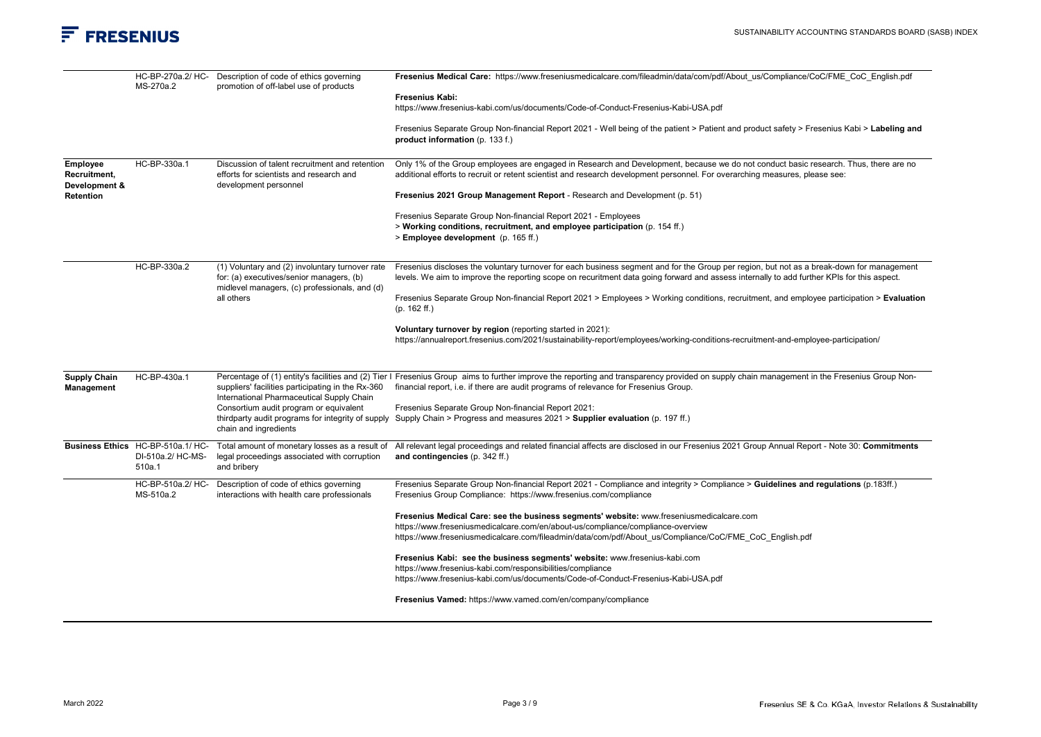| | | | |
|---|---|---|---|
| | HC-BP-270a.2/ HC-MS-270a.2 | Description of code of ethics governing promotion of off-label use of products | **Fresenius Medical Care:** https://www.freseniusmedicalcare.com/fileadmin/data/com/pdf/About_us/Compliance/CoC/FME_CoC_English.pdf<br><br>**Fresenius Kabi:**<br>https://www.fresenius-kabi.com/us/documents/Code-of-Conduct-Fresenius-Kabi-USA.pdf<br><br>Fresenius Separate Group Non-financial Report 2021 - Well being of the patient > Patient and product safety > Fresenius Kabi > **Labeling and product information** (p. 133 f.) |
| **Employee Recruitment, Development & Retention** | HC-BP-330a.1 | Discussion of talent recruitment and retention efforts for scientists and research and development personnel | Only 1% of the Group employees are engaged in Research and Development, because we do not conduct basic research. Thus, there are no additional efforts to recruit or retent scientist and research development personnel. For overarching measures, please see:<br><br>**Fresenius 2021 Group Management Report** - Research and Development (p. 51)<br><br>Fresenius Separate Group Non-financial Report 2021 - Employees<br>> **Working conditions, recruitment, and employee participation** (p. 154 ff.)<br>> **Employee development** (p. 165 ff.) |
| | HC-BP-330a.2 | (1) Voluntary and (2) involuntary turnover rate for: (a) executives/senior managers, (b) midlevel managers, (c) professionals, and (d) all others | Fresenius discloses the voluntary turnover for each business segment and for the Group per region, but not as a break-down for management levels. We aim to improve the reporting scope on recuritment data going forward and assess internally to add further KPIs for this aspect.<br><br>Fresenius Separate Group Non-financial Report 2021 > Employees > Working conditions, recruitment, and employee participation > **Evaluation** (p. 162 ff.)<br><br>**Voluntary turnover by region** (reporting started in 2021):<br>https://annualreport.fresenius.com/2021/sustainability-report/employees/working-conditions-recruitment-and-employee-participation/ |
| **Supply Chain Management** | HC-BP-430a.1 | Percentage of (1) entity's facilities and (2) Tier I suppliers' facilities participating in the Rx-360 International Pharmaceutical Supply Chain Consortium audit program or equivalent thirdparty audit programs for integrity of supply chain and ingredients | Fresenius Group aims to further improve the reporting and transparency provided on supply chain management in the Fresenius Group Non-financial report, i.e. if there are audit programs of relevance for Fresenius Group.<br><br>Fresenius Separate Group Non-financial Report 2021:<br>Supply Chain > Progress and measures 2021 > **Supplier evaluation** (p. 197 ff.) |
| **Business Ethics** | HC-BP-510a.1/ HC-DI-510a.2/ HC-MS-510a.1 | Total amount of monetary losses as a result of legal proceedings associated with corruption and bribery | All relevant legal proceedings and related financial affects are disclosed in our Fresenius 2021 Group Annual Report - Note 30: **Commitments and contingencies** (p. 342 ff.) |
| | HC-BP-510a.2/ HC-MS-510a.2 | Description of code of ethics governing interactions with health care professionals | Fresenius Separate Group Non-financial Report 2021 - Compliance and integrity > Compliance > **Guidelines and regulations** (p.183ff.)<br>Fresenius Group Compliance: https://www.fresenius.com/compliance<br><br>**Fresenius Medical Care: see the business segments' website:** www.freseniusmedicalcare.com<br>https://www.freseniusmedicalcare.com/en/about-us/compliance/compliance-overview<br>https://www.freseniusmedicalcare.com/fileadmin/data/com/pdf/About_us/Compliance/CoC/FME_CoC_English.pdf<br><br>**Fresenius Kabi: see the business segments' website:** www.fresenius-kabi.com<br>https://www.fresenius-kabi.com/responsibilities/compliance<br>https://www.fresenius-kabi.com/us/documents/Code-of-Conduct-Fresenius-Kabi-USA.pdf<br><br>**Fresenius Vamed:** https://www.vamed.com/en/company/compliance |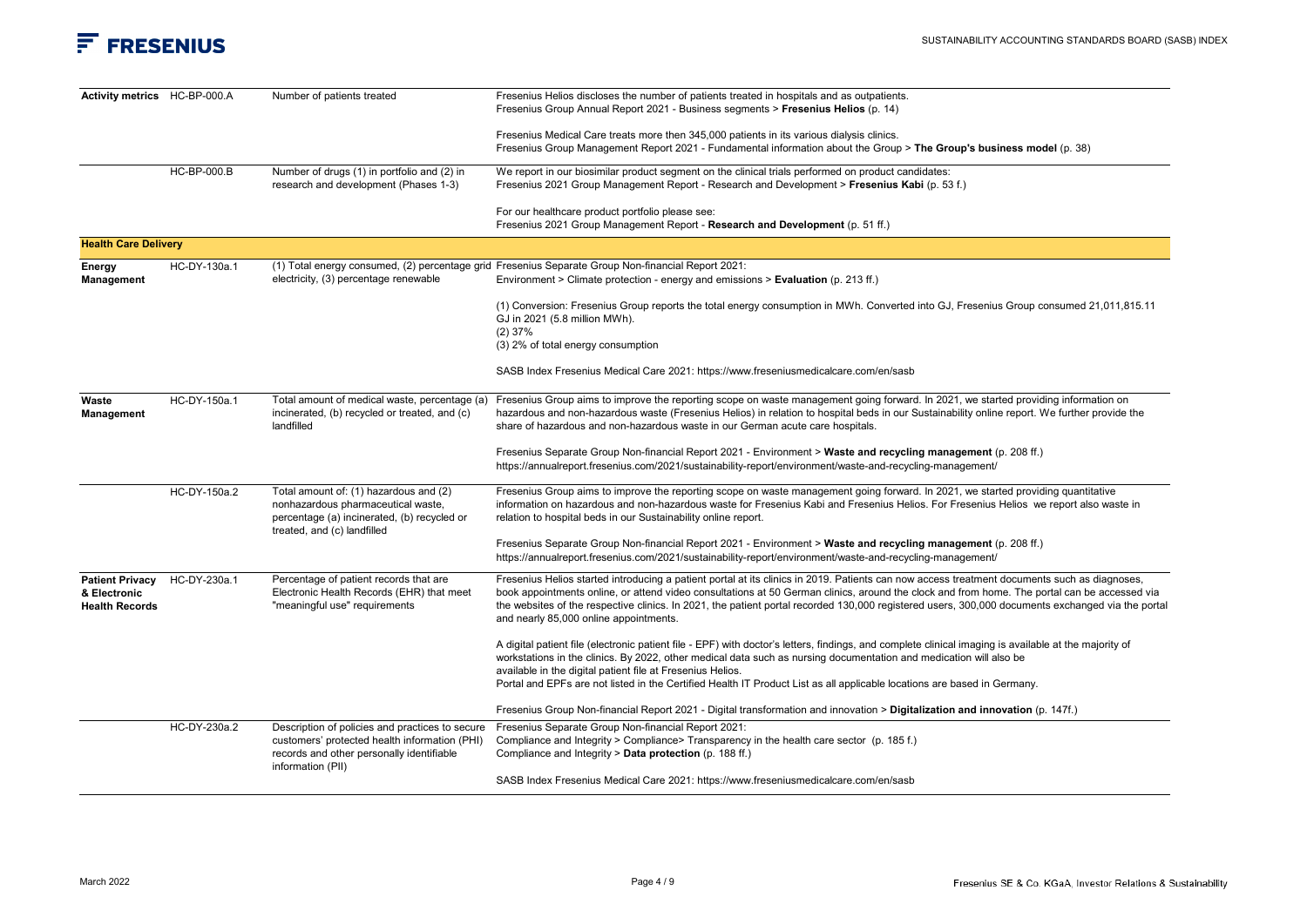| | | | |
|---|---|---|---|
| **Activity metrics** | HC-BP-000.A | Number of patients treated | Fresenius Helios discloses the number of patients treated in hospitals and as outpatients.<br>Fresenius Group Annual Report 2021 - Business segments > **Fresenius Helios** (p. 14)<br><br>Fresenius Medical Care treats more then 345,000 patients in its various dialysis clinics.<br>Fresenius Group Management Report 2021 - Fundamental information about the Group > **The Group's business model** (p. 38) |
| | HC-BP-000.B | Number of drugs (1) in portfolio and (2) in research and development (Phases 1-3) | We report in our biosimilar product segment on the clinical trials performed on product candidates:<br>Fresenius 2021 Group Management Report - Research and Development > **Fresenius Kabi** (p. 53 f.)<br><br>For our healthcare product portfolio please see:<br>Fresenius 2021 Group Management Report - **Research and Development** (p. 51 ff.) |
| **Health Care Delivery** | | | |
| **Energy Management** | HC-DY-130a.1 | (1) Total energy consumed, (2) percentage grid electricity, (3) percentage renewable | Fresenius Separate Group Non-financial Report 2021:<br>Environment > Climate protection - energy and emissions > **Evaluation** (p. 213 ff.)<br><br>(1) Conversion: Fresenius Group reports the total energy consumption in MWh. Converted into GJ, Fresenius Group consumed 21,011,815.11 GJ in 2021 (5.8 million MWh).<br>(2) 37%<br>(3) 2% of total energy consumption<br><br>SASB Index Fresenius Medical Care 2021: https://www.freseniusmedicalcare.com/en/sasb |
| **Waste Management** | HC-DY-150a.1 | Total amount of medical waste, percentage (a) incinerated, (b) recycled or treated, and (c) landfilled | Fresenius Group aims to improve the reporting scope on waste management going forward. In 2021, we started providing information on hazardous and non-hazardous waste (Fresenius Helios) in relation to hospital beds in our Sustainability online report. We further provide the share of hazardous and non-hazardous waste in our German acute care hospitals.<br><br>Fresenius Separate Group Non-financial Report 2021 - Environment > **Waste and recycling management** (p. 208 ff.)<br>https://annualreport.fresenius.com/2021/sustainability-report/environment/waste-and-recycling-management/ |
| | HC-DY-150a.2 | Total amount of: (1) hazardous and (2) nonhazardous pharmaceutical waste, percentage (a) incinerated, (b) recycled or treated, and (c) landfilled | Fresenius Group aims to improve the reporting scope on waste management going forward. In 2021, we started providing quantitative information on hazardous and non-hazardous waste for Fresenius Kabi and Fresenius Helios. For Fresenius Helios we report also waste in relation to hospital beds in our Sustainability online report.<br><br>Fresenius Separate Group Non-financial Report 2021 - Environment > **Waste and recycling management** (p. 208 ff.)<br>https://annualreport.fresenius.com/2021/sustainability-report/environment/waste-and-recycling-management/ |
| **Patient Privacy & Electronic Health Records** | HC-DY-230a.1 | Percentage of patient records that are Electronic Health Records (EHR) that meet "meaningful use" requirements | Fresenius Helios started introducing a patient portal at its clinics in 2019. Patients can now access treatment documents such as diagnoses, book appointments online, or attend video consultations at 50 German clinics, around the clock and from home. The portal can be accessed via the websites of the respective clinics. In 2021, the patient portal recorded 130,000 registered users, 300,000 documents exchanged via the portal and nearly 85,000 online appointments.<br><br>A digital patient file (electronic patient file - EPF) with doctor's letters, findings, and complete clinical imaging is available at the majority of workstations in the clinics. By 2022, other medical data such as nursing documentation and medication will also be available in the digital patient file at Fresenius Helios.<br>Portal and EPFs are not listed in the Certified Health IT Product List as all applicable locations are based in Germany.<br><br>Fresenius Group Non-financial Report 2021 - Digital transformation and innovation > **Digitalization and innovation** (p. 147f.) |
| | HC-DY-230a.2 | Description of policies and practices to secure customers' protected health information (PHI) records and other personally identifiable information (PII) | Fresenius Separate Group Non-financial Report 2021:<br>Compliance and Integrity > Compliance> Transparency in the health care sector (p. 185 f.)<br>Compliance and Integrity > **Data protection** (p. 188 ff.)<br><br>SASB Index Fresenius Medical Care 2021: https://www.freseniusmedicalcare.com/en/sasb |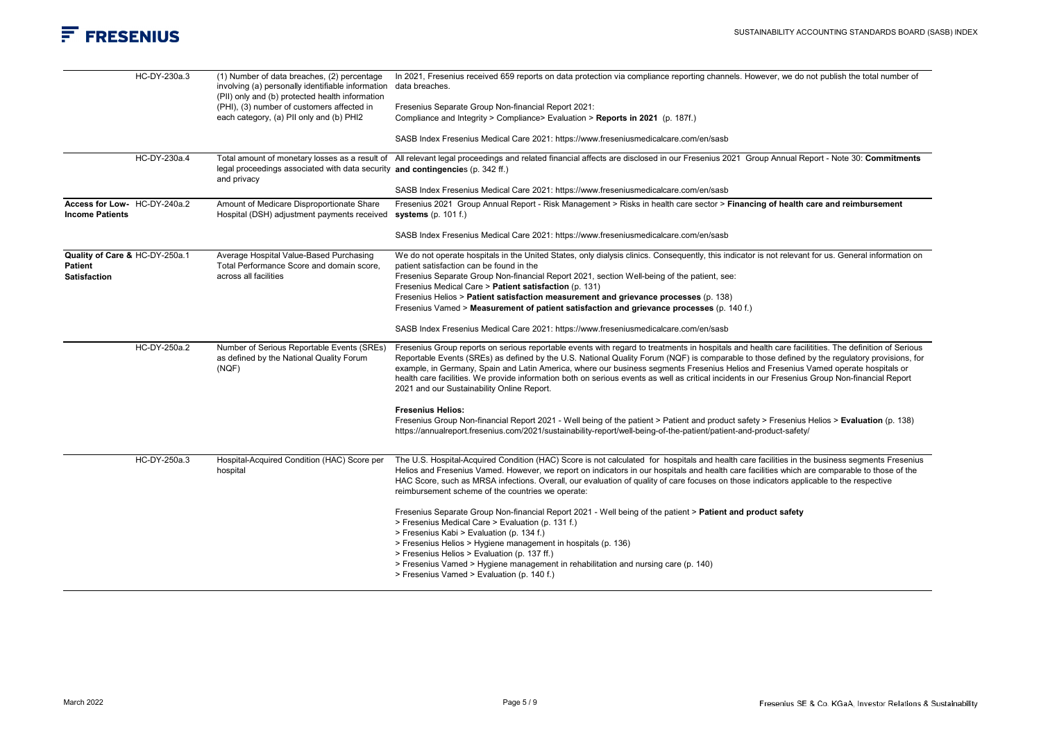| | | | |
|---|---|---|---|
| | HC-DY-230a.3 | (1) Number of data breaches, (2) percentage involving (a) personally identifiable information (PII) only and (b) protected health information (PHI), (3) number of customers affected in each category, (a) PII only and (b) PHI2 | In 2021, Fresenius received 659 reports on data protection via compliance reporting channels. However, we do not publish the total number of data breaches.<br><br>Fresenius Separate Group Non-financial Report 2021:<br>Compliance and Integrity > Compliance> Evaluation > **Reports in 2021** (p. 187f.)<br><br>SASB Index Fresenius Medical Care 2021: https://www.freseniusmedicalcare.com/en/sasb |
| | HC-DY-230a.4 | Total amount of monetary losses as a result of legal proceedings associated with data security and privacy | All relevant legal proceedings and related financial affects are disclosed in our Fresenius 2021 Group Annual Report - Note 30: **Commitments and contingencie**s (p. 342 ff.)<br><br>SASB Index Fresenius Medical Care 2021: https://www.freseniusmedicalcare.com/en/sasb |
| **Access for Low-Income Patients** | HC-DY-240a.2 | Amount of Medicare Disproportionate Share Hospital (DSH) adjustment payments received | Fresenius 2021 Group Annual Report - Risk Management > Risks in health care sector > **Financing of health care and reimbursement systems** (p. 101 f.)<br><br>SASB Index Fresenius Medical Care 2021: https://www.freseniusmedicalcare.com/en/sasb |
| **Quality of Care & Patient Satisfaction** | HC-DY-250a.1 | Average Hospital Value-Based Purchasing Total Performance Score and domain score, across all facilities | We do not operate hospitals in the United States, only dialysis clinics. Consequently, this indicator is not relevant for us. General information on patient satisfaction can be found in the<br>Fresenius Separate Group Non-financial Report 2021, section Well-being of the patient, see:<br>Fresenius Medical Care > **Patient satisfaction** (p. 131)<br>Fresenius Helios > **Patient satisfaction measurement and grievance processes** (p. 138)<br>Fresenius Vamed > **Measurement of patient satisfaction and grievance processes** (p. 140 f.)<br><br>SASB Index Fresenius Medical Care 2021: https://www.freseniusmedicalcare.com/en/sasb |
| | HC-DY-250a.2 | Number of Serious Reportable Events (SREs) as defined by the National Quality Forum (NQF) | Fresenius Group reports on serious reportable events with regard to treatments in hospitals and health care facilitities. The definition of Serious Reportable Events (SREs) as defined by the U.S. National Quality Forum (NQF) is comparable to those defined by the regulatory provisions, for example, in Germany, Spain and Latin America, where our business segments Fresenius Helios and Fresenius Vamed operate hospitals or health care facilities. We provide information both on serious events as well as critical incidents in our Fresenius Group Non-financial Report 2021 and our Sustainability Online Report.<br><br>**Fresenius Helios:**<br>Fresenius Group Non-financial Report 2021 - Well being of the patient > Patient and product safety > Fresenius Helios > **Evaluation** (p. 138)<br>https://annualreport.fresenius.com/2021/sustainability-report/well-being-of-the-patient/patient-and-product-safety/ |
| | HC-DY-250a.3 | Hospital-Acquired Condition (HAC) Score per hospital | The U.S. Hospital-Acquired Condition (HAC) Score is not calculated for hospitals and health care facilities in the business segments Fresenius Helios and Fresenius Vamed. However, we report on indicators in our hospitals and health care facilities which are comparable to those of the HAC Score, such as MRSA infections. Overall, our evaluation of quality of care focuses on those indicators applicable to the respective reimbursement scheme of the countries we operate:<br><br>Fresenius Separate Group Non-financial Report 2021 - Well being of the patient > **Patient and product safety**<br>> Fresenius Medical Care > Evaluation (p. 131 f.)<br>> Fresenius Kabi > Evaluation (p. 134 f.)<br>> Fresenius Helios > Hygiene management in hospitals (p. 136)<br>> Fresenius Helios > Evaluation (p. 137 ff.)<br>> Fresenius Vamed > Hygiene management in rehabilitation and nursing care (p. 140)<br>> Fresenius Vamed > Evaluation (p. 140 f.) |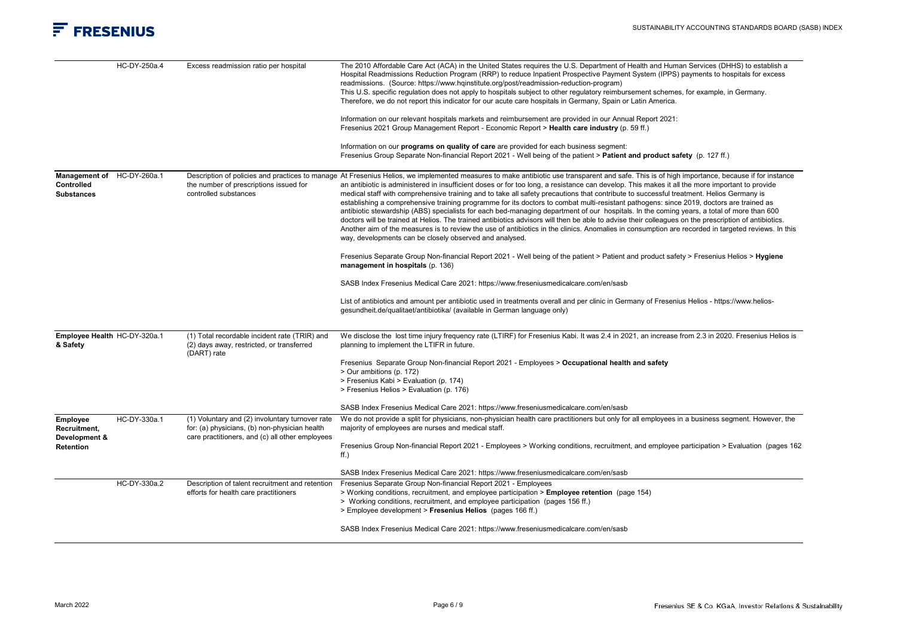| Topic | Code | Accounting Metric | Response |
|---|---|---|---|
| | HC-DY-250a.4 | Excess readmission ratio per hospital | The 2010 Affordable Care Act (ACA) in the United States requires the U.S. Department of Health and Human Services (DHHS) to establish a Hospital Readmissions Reduction Program (RRP) to reduce Inpatient Prospective Payment System (IPPS) payments to hospitals for excess readmissions. (Source: https://www.hqinstitute.org/post/readmission-reduction-program)<br>This U.S. specific regulation does not apply to hospitals subject to other regulatory reimbursement schemes, for example, in Germany. Therefore, we do not report this indicator for our acute care hospitals in Germany, Spain or Latin America.<br><br>Information on our relevant hospitals markets and reimbursement are provided in our Annual Report 2021:<br>Fresenius 2021 Group Management Report - Economic Report > **Health care industry** (p. 59 ff.)<br><br>Information on our **programs on quality of care** are provided for each business segment:<br>Fresenius Group Separate Non-financial Report 2021 - Well being of the patient > **Patient and product safety** (p. 127 ff.) |
| **Management of Controlled Substances** | HC-DY-260a.1 | Description of policies and practices to manage the number of prescriptions issued for controlled substances | At Fresenius Helios, we implemented measures to make antibiotic use transparent and safe. This is of high importance, because if for instance an antibiotic is administered in insufficient doses or for too long, a resistance can develop. This makes it all the more important to provide medical staff with comprehensive training and to take all safety precautions that contribute to successful treatment. Helios Germany is establishing a comprehensive training programme for its doctors to combat multi-resistant pathogens: since 2019, doctors are trained as antibiotic stewardship (ABS) specialists for each bed-managing department of our hospitals. In the coming years, a total of more than 600 doctors will be trained at Helios. The trained antibiotics advisors will then be able to advise their colleagues on the prescription of antibiotics. Another aim of the measures is to review the use of antibiotics in the clinics. Anomalies in consumption are recorded in targeted reviews. In this way, developments can be closely observed and analysed.<br><br>Fresenius Separate Group Non-financial Report 2021 - Well being of the patient > Patient and product safety > Fresenius Helios > **Hygiene management in hospitals** (p. 136)<br><br>SASB Index Fresenius Medical Care 2021: https://www.freseniusmedicalcare.com/en/sasb<br><br>List of antibiotics and amount per antibiotic used in treatments overall and per clinic in Germany of Fresenius Helios - https://www.helios-gesundheit.de/qualitaet/antibiotika/ (available in German language only) |
| **Employee Health & Safety** | HC-DY-320a.1 | (1) Total recordable incident rate (TRIR) and (2) days away, restricted, or transferred (DART) rate | We disclose the lost time injury frequency rate (LTIRF) for Fresenius Kabi. It was 2.4 in 2021, an increase from 2.3 in 2020. Fresenius Helios is planning to implement the LTIFR in future.<br><br>Fresenius Separate Group Non-financial Report 2021 - Employees > **Occupational health and safety**<br>> Our ambitions (p. 172)<br>> Fresenius Kabi > Evaluation (p. 174)<br>> Fresenius Helios > Evaluation (p. 176)<br><br>SASB Index Fresenius Medical Care 2021: https://www.freseniusmedicalcare.com/en/sasb |
| **Employee Recruitment, Development & Retention** | HC-DY-330a.1 | (1) Voluntary and (2) involuntary turnover rate for: (a) physicians, (b) non-physician health care practitioners, and (c) all other employees | We do not provide a split for physicians, non-physician health care practitioners but only for all employees in a business segment. However, the majority of employees are nurses and medical staff.<br><br>Fresenius Group Non-financial Report 2021 - Employees > Working conditions, recruitment, and employee participation > Evaluation (pages 162 ff.)<br><br>SASB Index Fresenius Medical Care 2021: https://www.freseniusmedicalcare.com/en/sasb |
| | HC-DY-330a.2 | Description of talent recruitment and retention efforts for health care practitioners | Fresenius Separate Group Non-financial Report 2021 - Employees<br>> Working conditions, recruitment, and employee participation > **Employee retention** (page 154)<br>> Working conditions, recruitment, and employee participation (pages 156 ff.)<br>> Employee development > **Fresenius Helios** (pages 166 ff.)<br><br>SASB Index Fresenius Medical Care 2021: https://www.freseniusmedicalcare.com/en/sasb |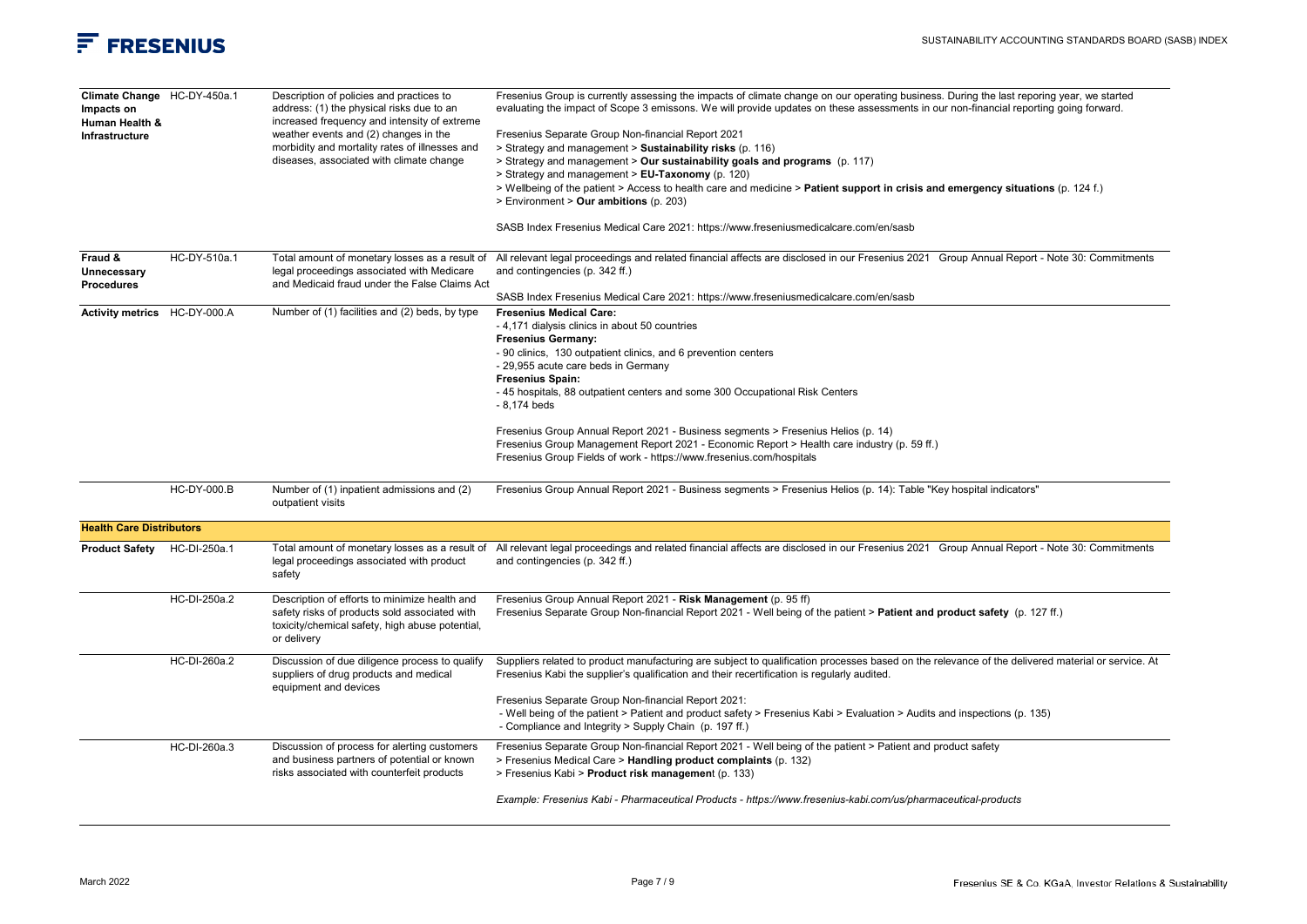| Topic | Code | Accounting Metric | Reference |
| --- | --- | --- | --- |
| **Climate Change Impacts on Human Health & Infrastructure** | HC-DY-450a.1 | Description of policies and practices to address: (1) the physical risks due to an increased frequency and intensity of extreme weather events and (2) changes in the morbidity and mortality rates of illnesses and diseases, associated with climate change | Fresenius Group is currently assessing the impacts of climate change on our operating business. During the last reporing year, we started evaluating the impact of Scope 3 emissons. We will provide updates on these assessments in our non-financial reporting going forward.<br><br>Fresenius Separate Group Non-financial Report 2021<br>> Strategy and management > **Sustainability risks** (p. 116)<br>> Strategy and management > **Our sustainability goals and programs** (p. 117)<br>> Strategy and management > **EU-Taxonomy** (p. 120)<br>> Wellbeing of the patient > Access to health care and medicine > **Patient support in crisis and emergency situations** (p. 124 f.)<br>> Environment > **Our ambitions** (p. 203)<br><br>SASB Index Fresenius Medical Care 2021: https://www.freseniusmedicalcare.com/en/sasb |
| **Fraud & Unnecessary Procedures** | HC-DY-510a.1 | Total amount of monetary losses as a result of legal proceedings associated with Medicare and Medicaid fraud under the False Claims Act | All relevant legal proceedings and related financial affects are disclosed in our Fresenius 2021 Group Annual Report - Note 30: Commitments and contingencies (p. 342 ff.)<br><br>SASB Index Fresenius Medical Care 2021: https://www.freseniusmedicalcare.com/en/sasb |
| **Activity metrics** | HC-DY-000.A | Number of (1) facilities and (2) beds, by type | **Fresenius Medical Care:**<br>- 4,171 dialysis clinics in about 50 countries<br>**Fresenius Germany:**<br>- 90 clinics, 130 outpatient clinics, and 6 prevention centers<br>- 29,955 acute care beds in Germany<br>**Fresenius Spain:**<br>- 45 hospitals, 88 outpatient centers and some 300 Occupational Risk Centers<br>- 8,174 beds<br><br>Fresenius Group Annual Report 2021 - Business segments > Fresenius Helios (p. 14)<br>Fresenius Group Management Report 2021 - Economic Report > Health care industry (p. 59 ff.)<br>Fresenius Group Fields of work - https://www.fresenius.com/hospitals |
| | HC-DY-000.B | Number of (1) inpatient admissions and (2) outpatient visits | Fresenius Group Annual Report 2021 - Business segments > Fresenius Helios (p. 14): Table "Key hospital indicators" |
| **Health Care Distributors** | | | |
| **Product Safety** | HC-DI-250a.1 | Total amount of monetary losses as a result of legal proceedings associated with product safety | All relevant legal proceedings and related financial affects are disclosed in our Fresenius 2021 Group Annual Report - Note 30: Commitments and contingencies (p. 342 ff.) |
| | HC-DI-250a.2 | Description of efforts to minimize health and safety risks of products sold associated with toxicity/chemical safety, high abuse potential, or delivery | Fresenius Group Annual Report 2021 - **Risk Management** (p. 95 ff)<br>Fresenius Separate Group Non-financial Report 2021 - Well being of the patient > **Patient and product safety** (p. 127 ff.) |
| | HC-DI-260a.2 | Discussion of due diligence process to qualify suppliers of drug products and medical equipment and devices | Suppliers related to product manufacturing are subject to qualification processes based on the relevance of the delivered material or service. At Fresenius Kabi the supplier's qualification and their recertification is regularly audited.<br><br>Fresenius Separate Group Non-financial Report 2021:<br>- Well being of the patient > Patient and product safety > Fresenius Kabi > Evaluation > Audits and inspections (p. 135)<br>- Compliance and Integrity > Supply Chain (p. 197 ff.) |
| | HC-DI-260a.3 | Discussion of process for alerting customers and business partners of potential or known risks associated with counterfeit products | Fresenius Separate Group Non-financial Report 2021 - Well being of the patient > Patient and product safety<br>> Fresenius Medical Care > **Handling product complaints** (p. 132)<br>> Fresenius Kabi > **Product risk managemen**t (p. 133)<br><br>*Example: Fresenius Kabi - Pharmaceutical Products - https://www.fresenius-kabi.com/us/pharmaceutical-products* |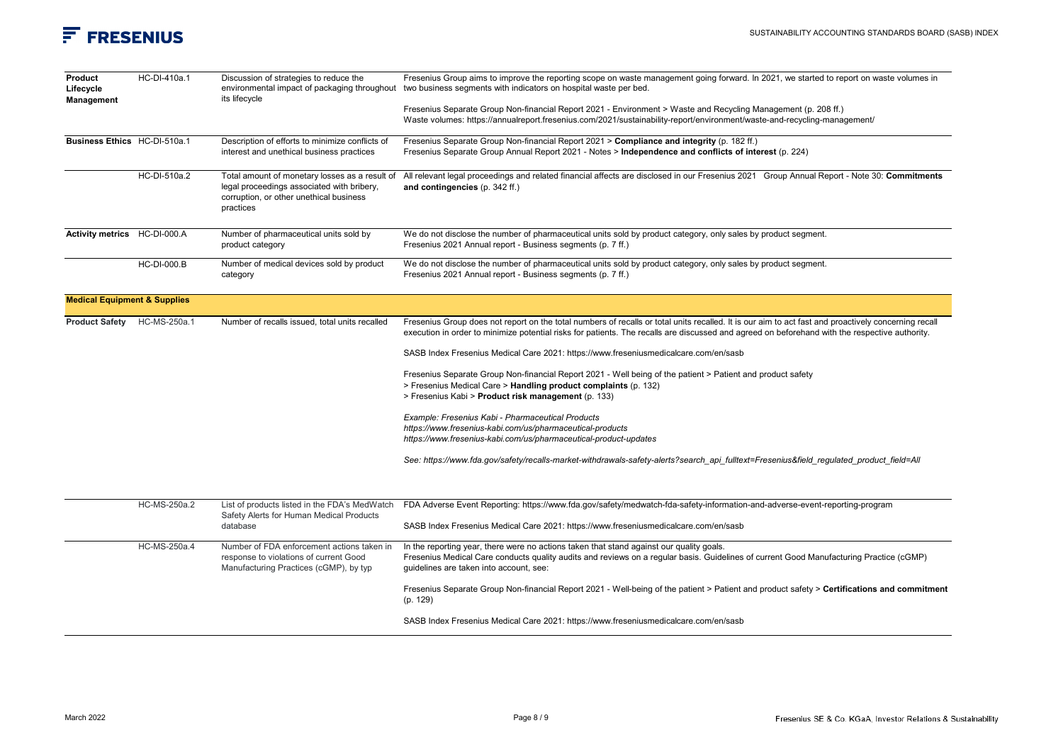| | | | |
|---|---|---|---|
| **Product Lifecycle Management** | HC-DI-410a.1 | Discussion of strategies to reduce the environmental impact of packaging throughout its lifecycle | Fresenius Group aims to improve the reporting scope on waste management going forward. In 2021, we started to report on waste volumes in two business segments with indicators on hospital waste per bed.<br><br>Fresenius Separate Group Non-financial Report 2021 - Environment > Waste and Recycling Management (p. 208 ff.)<br>Waste volumes: https://annualreport.fresenius.com/2021/sustainability-report/environment/waste-and-recycling-management/ |
| **Business Ethics** | HC-DI-510a.1 | Description of efforts to minimize conflicts of interest and unethical business practices | Fresenius Separate Group Non-financial Report 2021 > **Compliance and integrity** (p. 182 ff.)<br>Fresenius Separate Group Annual Report 2021 - Notes > **Independence and conflicts of interest** (p. 224) |
| | HC-DI-510a.2 | Total amount of monetary losses as a result of legal proceedings associated with bribery, corruption, or other unethical business practices | All relevant legal proceedings and related financial affects are disclosed in our Fresenius 2021 Group Annual Report - Note 30: **Commitments and contingencies** (p. 342 ff.) |
| **Activity metrics** | HC-DI-000.A | Number of pharmaceutical units sold by product category | We do not disclose the number of pharmaceutical units sold by product category, only sales by product segment.<br>Fresenius 2021 Annual report - Business segments (p. 7 ff.) |
| | HC-DI-000.B | Number of medical devices sold by product category | We do not disclose the number of pharmaceutical units sold by product category, only sales by product segment.<br>Fresenius 2021 Annual report - Business segments (p. 7 ff.) |
| **Medical Equipment & Supplies** | | | |
| **Product Safety** | HC-MS-250a.1 | Number of recalls issued, total units recalled | Fresenius Group does not report on the total numbers of recalls or total units recalled. It is our aim to act fast and proactively concerning recall execution in order to minimize potential risks for patients. The recalls are discussed and agreed on beforehand with the respective authority.<br><br>SASB Index Fresenius Medical Care 2021: https://www.freseniusmedicalcare.com/en/sasb<br><br>Fresenius Separate Group Non-financial Report 2021 - Well being of the patient > Patient and product safety<br>> Fresenius Medical Care > **Handling product complaints** (p. 132)<br>> Fresenius Kabi > **Product risk management** (p. 133)<br><br>*Example: Fresenius Kabi - Pharmaceutical Products*<br>*https://www.fresenius-kabi.com/us/pharmaceutical-products*<br>*https://www.fresenius-kabi.com/us/pharmaceutical-product-updates*<br><br>*See: https://www.fda.gov/safety/recalls-market-withdrawals-safety-alerts?search_api_fulltext=Fresenius&field_regulated_product_field=All* |
| | HC-MS-250a.2 | List of products listed in the FDA's MedWatch Safety Alerts for Human Medical Products database | FDA Adverse Event Reporting: https://www.fda.gov/safety/medwatch-fda-safety-information-and-adverse-event-reporting-program<br><br>SASB Index Fresenius Medical Care 2021: https://www.freseniusmedicalcare.com/en/sasb |
| | HC-MS-250a.4 | Number of FDA enforcement actions taken in response to violations of current Good Manufacturing Practices (cGMP), by typ | In the reporting year, there were no actions taken that stand against our quality goals.<br>Fresenius Medical Care conducts quality audits and reviews on a regular basis. Guidelines of current Good Manufacturing Practice (cGMP) guidelines are taken into account, see:<br><br>Fresenius Separate Group Non-financial Report 2021 - Well-being of the patient > Patient and product safety > **Certifications and commitment** (p. 129)<br><br>SASB Index Fresenius Medical Care 2021: https://www.freseniusmedicalcare.com/en/sasb |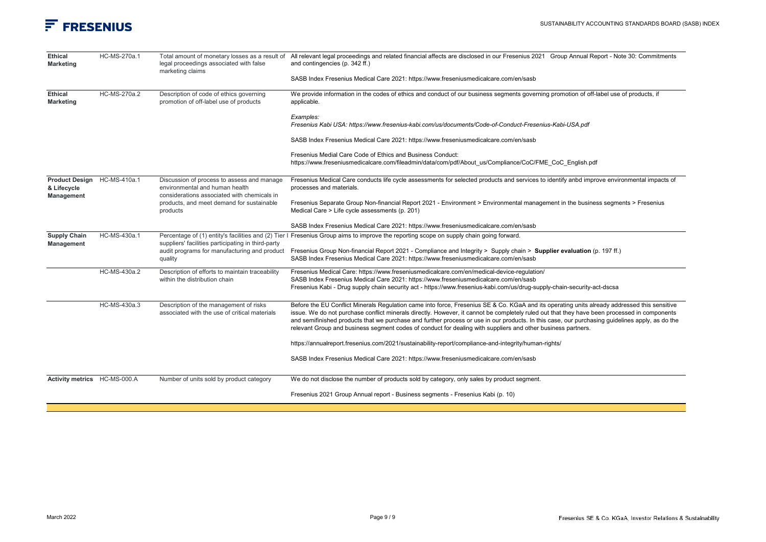| | | | |
|---|---|---|---|
| **Ethical Marketing** | HC-MS-270a.1 | Total amount of monetary losses as a result of legal proceedings associated with false marketing claims | All relevant legal proceedings and related financial affects are disclosed in our Fresenius 2021 Group Annual Report - Note 30: Commitments and contingencies (p. 342 ff.)<br><br>SASB Index Fresenius Medical Care 2021: https://www.freseniusmedicalcare.com/en/sasb |
| **Ethical Marketing** | HC-MS-270a.2 | Description of code of ethics governing promotion of off-label use of products | We provide information in the codes of ethics and conduct of our business segments governing promotion of off-label use of products, if applicable.<br><br>*Examples:*<br>*Fresenius Kabi USA: https://www.fresenius-kabi.com/us/documents/Code-of-Conduct-Fresenius-Kabi-USA.pdf*<br><br>SASB Index Fresenius Medical Care 2021: https://www.freseniusmedicalcare.com/en/sasb<br><br>Fresenius Medial Care Code of Ethics and Business Conduct:<br>https://www.freseniusmedicalcare.com/fileadmin/data/com/pdf/About_us/Compliance/CoC/FME_CoC_English.pdf |
| **Product Design & Lifecycle Management** | HC-MS-410a.1 | Discussion of process to assess and manage environmental and human health considerations associated with chemicals in products, and meet demand for sustainable products | Fresenius Medical Care conducts life cycle assessments for selected products and services to identify anbd improve environmental impacts of processes and materials.<br><br>Fresenius Separate Group Non-financial Report 2021 - Environment > Environmental management in the business segments > Fresenius Medical Care > Life cycle assessments (p. 201)<br><br>SASB Index Fresenius Medical Care 2021: https://www.freseniusmedicalcare.com/en/sasb |
| **Supply Chain Management** | HC-MS-430a.1 | Percentage of (1) entity's facilities and (2) Tier I suppliers' facilities participating in third-party audit programs for manufacturing and product quality | Fresenius Group aims to improve the reporting scope on supply chain going forward.<br><br>Fresenius Group Non-financial Report 2021 - Compliance and Integrity > Supply chain > **Supplier evaluation** (p. 197 ff.)<br>SASB Index Fresenius Medical Care 2021: https://www.freseniusmedicalcare.com/en/sasb |
| | HC-MS-430a.2 | Description of efforts to maintain traceability within the distribution chain | Fresenius Medical Care: https://www.freseniusmedicalcare.com/en/medical-device-regulation/<br>SASB Index Fresenius Medical Care 2021: https://www.freseniusmedicalcare.com/en/sasb<br>Fresenius Kabi - Drug supply chain security act - https://www.fresenius-kabi.com/us/drug-supply-chain-security-act-dscsa |
| | HC-MS-430a.3 | Description of the management of risks associated with the use of critical materials | Before the EU Conflict Minerals Regulation came into force, Fresenius SE & Co. KGaA and its operating units already addressed this sensitive issue. We do not purchase conflict minerals directly. However, it cannot be completely ruled out that they have been processed in components and semifinished products that we purchase and further process or use in our products. In this case, our purchasing guidelines apply, as do the relevant Group and business segment codes of conduct for dealing with suppliers and other business partners.<br><br>https://annualreport.fresenius.com/2021/sustainability-report/compliance-and-integrity/human-rights/<br><br>SASB Index Fresenius Medical Care 2021: https://www.freseniusmedicalcare.com/en/sasb |
| **Activity metrics** | HC-MS-000.A | Number of units sold by product category | We do not disclose the number of products sold by category, only sales by product segment.<br><br>Fresenius 2021 Group Annual report - Business segments - Fresenius Kabi (p. 10) |